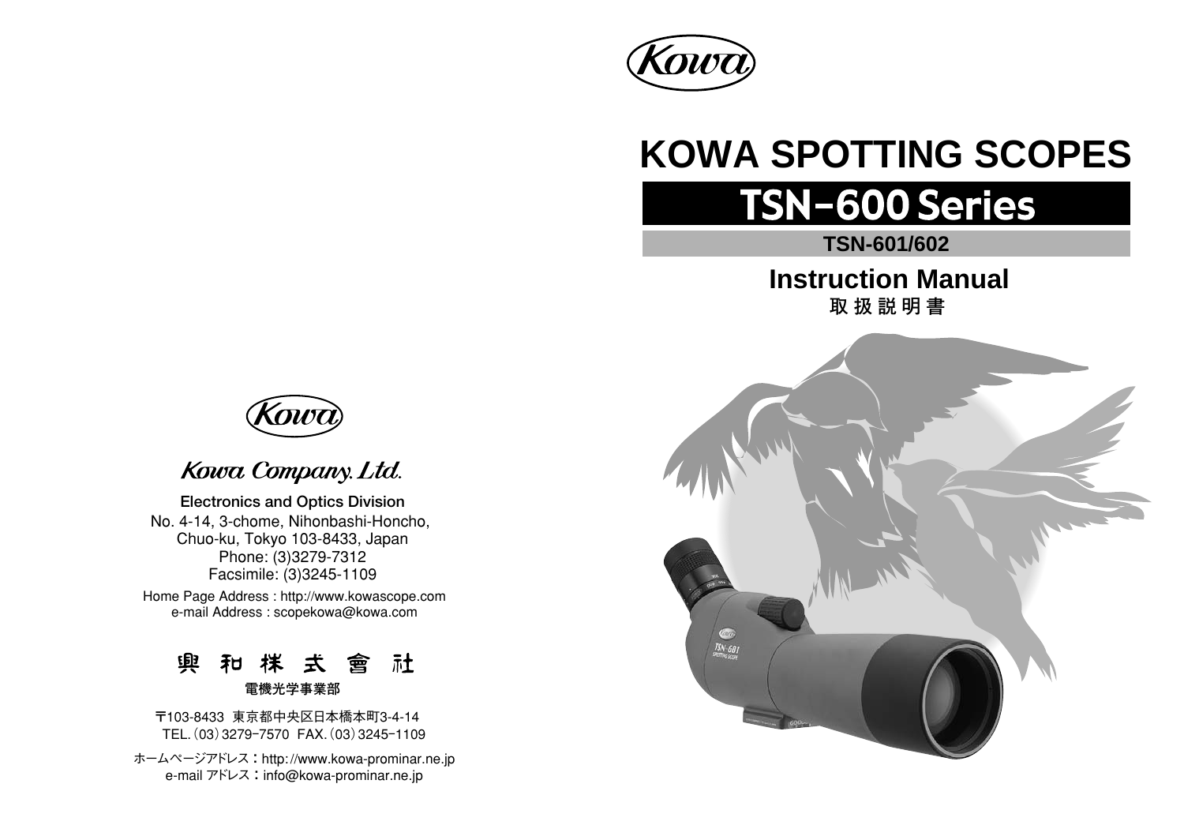Kowa

# KOWA SPOTTING SCOPES

## TSN-600 Series

**TSN-601/602**

## Instruction Manual

**取 扱 説 明 書**

Kowa

*Kowa Company. Ltd.*

**Electronics and Optics Division**

No. 4-14, 3-chome, Nihonbashi-Honcho,
Chuo-ku, Tokyo 103-8433, Japan
Phone: (3)3279-7312
Facsimile: (3)3245-1109

Home Page Address : http://www.kowascope.com
e-mail Address : scopekowa@kowa.com

興 和 株 式 會 社

**電機光学事業部**

〒103-8433 東京都中央区日本橋本町3-4-14
TEL.（03）3279−7570 FAX.（03）3245−1109

ホームページアドレス：http://www.kowa-prominar.ne.jp
e-mail アドレス：info@kowa-prominar.ne.jp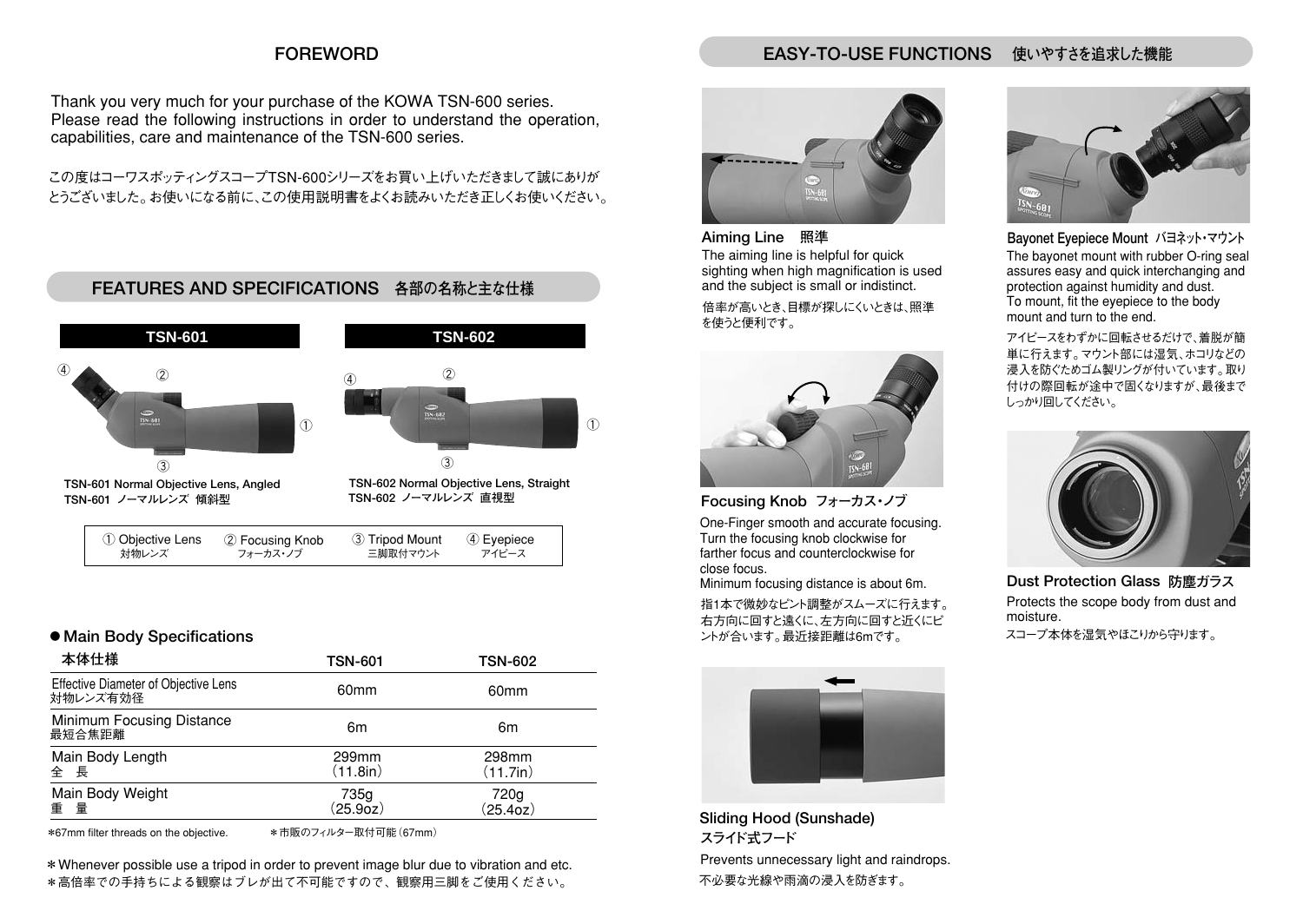## FOREWORD

Thank you very much for your purchase of the KOWA TSN-600 series.
Please read the following instructions in order to understand the operation, capabilities, care and maintenance of the TSN-600 series.

この度はコーワスポッティングスコープTSN-600シリーズをお買い上げいただきまして誠にありがとうございました。お使いになる前に、この使用説明書をよくお読みいただき正しくお使いください。

## FEATURES AND SPECIFICATIONS　各部の名称と主な仕様

**TSN-601**

**TSN-601 Normal Objective Lens, Angled**
**TSN-601 ノーマルレンズ 傾斜型**

**TSN-602**

**TSN-602 Normal Objective Lens, Straight**
**TSN-602 ノーマルレンズ 直視型**

| ① Objective Lens 対物レンズ | ② Focusing Knob フォーカス・ノブ | ③ Tripod Mount 三脚取付マウント | ④ Eyepiece アイピース |
|---|---|---|---|

### ● Main Body Specifications
本体仕様

| | TSN-601 | TSN-602 |
|---|---|---|
| Effective Diameter of Objective Lens 対物レンズ有効径 | 60mm | 60mm |
| Minimum Focusing Distance 最短合焦距離 | 6m | 6m |
| Main Body Length 全　長 | 299mm (11.8in) | 298mm (11.7in) |
| Main Body Weight 重　量 | 735g (25.9oz) | 720g (25.4oz) |

*67mm filter threads on the objective.　*市販のフィルター取付可能（67mm）

* Whenever possible use a tripod in order to prevent image blur due to vibration and etc.
* 高倍率での手持ちによる観察はブレが出て不可能ですので、観察用三脚をご使用ください。

## EASY-TO-USE FUNCTIONS　使いやすさを追求した機能

### Aiming Line　照準

The aiming line is helpful for quick sighting when high magnification is used and the subject is small or indistinct.

倍率が高いとき、目標が探しにくいときは、照準を使うと便利です。

### Focusing Knob　フォーカス・ノブ

One-Finger smooth and accurate focusing. Turn the focusing knob clockwise for farther focus and counterclockwise for close focus.
Minimum focusing distance is about 6m.

指1本で微妙なピント調整がスムーズに行えます。右方向に回すと遠くに、左方向に回すと近くにピントが合います。最近接距離は6mです。

### Sliding Hood (Sunshade)
スライド式フード

Prevents unnecessary light and raindrops.

不必要な光線や雨滴の浸入を防ぎます。

### Bayonet Eyepiece Mount　バヨネット・マウント

The bayonet mount with rubber O-ring seal assures easy and quick interchanging and protection against humidity and dust.
To mount, fit the eyepiece to the body mount and turn to the end.

アイピースをわずかに回転させるだけで、着脱が簡単に行えます。マウント部には湿気、ホコリなどの浸入を防ぐためゴム製リングが付いています。取り付けの際回転が途中で固くなりますが、最後までしっかり回してください。

### Dust Protection Glass　防塵ガラス

Protects the scope body from dust and moisture.

スコープ本体を湿気やほこりから守ります。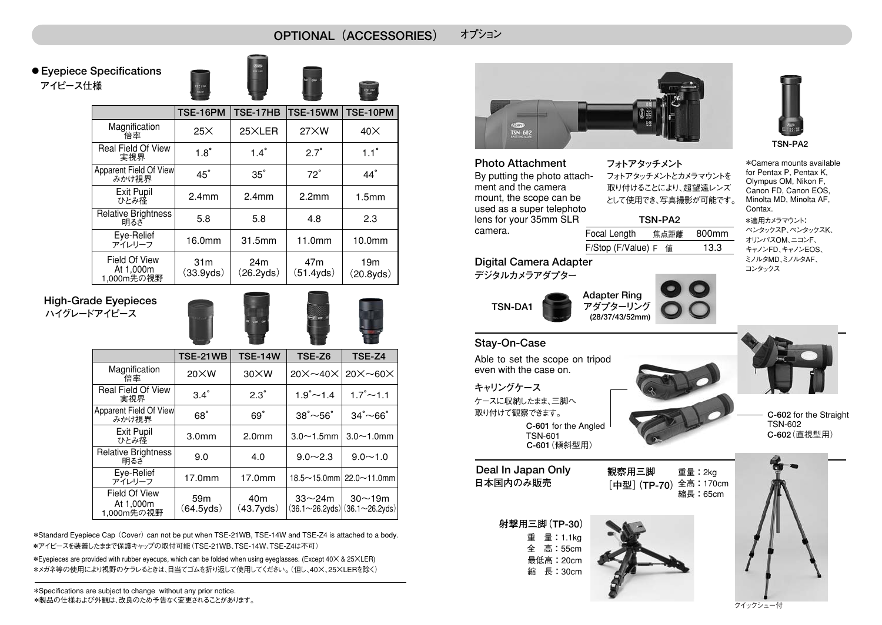# OPTIONAL（ACCESSORIES） オプション

## ● Eyepiece Specifications
アイピース仕様

| | TSE-16PM | TSE-17HB | TSE-15WM | TSE-10PM |
|---|---|---|---|---|
| Magnification 倍率 | 25× | 25×LER | 27×W | 40× |
| Real Field Of View 実視界 | 1.8° | 1.4° | 2.7° | 1.1° |
| Apparent Field Of View みかけ視界 | 45° | 35° | 72° | 44° |
| Exit Pupil ひとみ径 | 2.4mm | 2.4mm | 2.2mm | 1.5mm |
| Relative Brightness 明るさ | 5.8 | 5.8 | 4.8 | 2.3 |
| Eye-Relief アイレリーフ | 16.0mm | 31.5mm | 11.0mm | 10.0mm |
| Field Of View At 1,000m 1,000m先の視野 | 31m (33.9yds) | 24m (26.2yds) | 47m (51.4yds) | 19m (20.8yds) |

## High-Grade Eyepieces
ハイグレードアイピース

| | TSE-21WB | TSE-14W | TSE-Z6 | TSE-Z4 |
|---|---|---|---|---|
| Magnification 倍率 | 20×W | 30×W | 20×〜40× | 20×〜60× |
| Real Field Of View 実視界 | 3.4° | 2.3° | 1.9°〜1.4 | 1.7°〜1.1 |
| Apparent Field Of View みかけ視界 | 68° | 69° | 38°〜56° | 34°〜66° |
| Exit Pupil ひとみ径 | 3.0mm | 2.0mm | 3.0〜1.5mm | 3.0〜1.0mm |
| Relative Brightness 明るさ | 9.0 | 4.0 | 9.0〜2.3 | 9.0〜1.0 |
| Eye-Relief アイレリーフ | 17.0mm | 17.0mm | 18.5〜15.0mm | 22.0〜11.0mm |
| Field Of View At 1,000m 1,000m先の視野 | 59m (64.5yds) | 40m (43.7yds) | 33〜24m (36.1〜26.2yds) | 30〜19m (36.1〜26.2yds) |

*Standard Eyepiece Cap（Cover）can not be put when TSE-21WB, TSE-14W and TSE-Z4 is attached to a body.
*アイピースを装着したままで保護キャップの取付可能（TSE-21WB、TSE-14W、TSE-Z4は不可）

*Eyepieces are provided with rubber eyecups, which can be folded when using eyeglasses. (Except 40× & 25×LER)
*メガネ等の使用により視野のケラレるときは、目当てゴムを折り返して使用してください。（但し、40×、25×LERを除く）

*Specifications are subject to change without any prior notice.
*製品の仕様および外観は、改良のため予告なく変更されることがあります。

## Photo Attachment

By putting the photo attachment and the camera mount, the scope can be used as a super telephoto lens for your 35mm SLR camera.

フォトアタッチメント

フォトアタッチメントとカメラマウントを取り付けることにより、超望遠レンズとして使用でき、写真撮影が可能です。

| TSN-PA2 | | |
|---|---|---|
| Focal Length | 焦点距離 | 800mm |
| F/Stop (F/Value) | F 値 | 13.3 |

TSN-PA2

*Camera mounts available for Pentax P, Pentax K, Olympus OM, Nikon F, Canon FD, Canon EOS, Minolta MD, Minolta AF, Contax.

*適用カメラマウント：ペンタックスP、ペンタックスK、オリンパスOM、ニコンF、キャノンFD、キャノンEOS、ミノルタMD、ミノルタAF、コンタックス

## Digital Camera Adapter
デジタルカメラアダプター

TSN-DA1

Adapter Ring アダプターリング (28/37/43/52mm)

## Stay-On-Case

Able to set the scope on tripod even with the case on.

キャリングケース

ケースに収納したまま、三脚へ取り付けて観察できます。

C-601 for the Angled TSN-601
C-601（傾斜型用）

C-602 for the Straight TSN-602
C-602（直視型用）

## Deal In Japan Only
日本国内のみ販売

観察用三脚［中型］（TP-70）
重量：2kg
全高：170cm
縮長：65cm

射撃用三脚（TP-30）
重　量：1.1kg
全　高：55cm
最低高：20cm
縮　長：30cm

クイックシュー付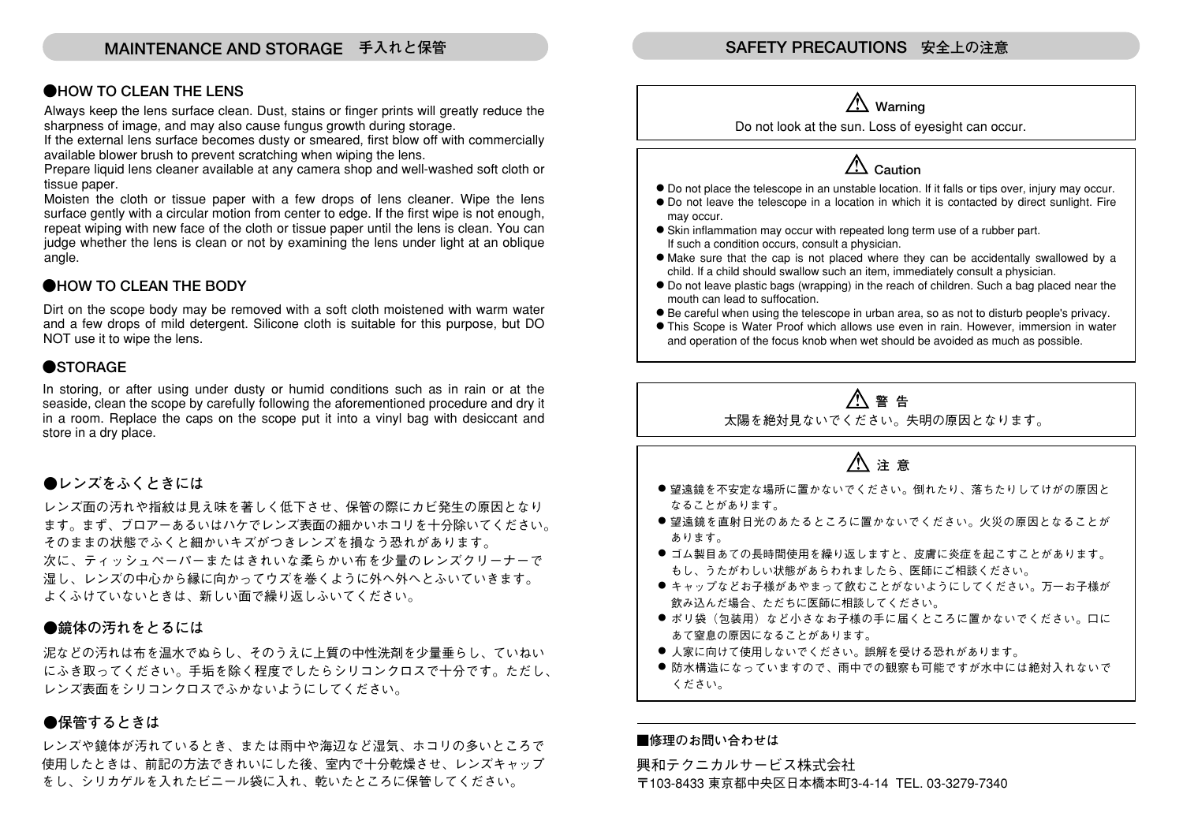## MAINTENANCE AND STORAGE　手入れと保管

### ●HOW TO CLEAN THE LENS

Always keep the lens surface clean. Dust, stains or finger prints will greatly reduce the sharpness of image, and may also cause fungus growth during storage.
If the external lens surface becomes dusty or smeared, first blow off with commercially available blower brush to prevent scratching when wiping the lens.
Prepare liquid lens cleaner available at any camera shop and well-washed soft cloth or tissue paper.
Moisten the cloth or tissue paper with a few drops of lens cleaner. Wipe the lens surface gently with a circular motion from center to edge. If the first wipe is not enough, repeat wiping with new face of the cloth or tissue paper until the lens is clean. You can judge whether the lens is clean or not by examining the lens under light at an oblique angle.

### ●HOW TO CLEAN THE BODY

Dirt on the scope body may be removed with a soft cloth moistened with warm water and a few drops of mild detergent. Silicone cloth is suitable for this purpose, but DO NOT use it to wipe the lens.

### ●STORAGE

In storing, or after using under dusty or humid conditions such as in rain or at the seaside, clean the scope by carefully following the aforementioned procedure and dry it in a room. Replace the caps on the scope put it into a vinyl bag with desiccant and store in a dry place.

### ●レンズをふくときには

レンズ面の汚れや指紋は見え味を著しく低下させ、保管の際にカビ発生の原因となります。まず、ブロアーあるいはハケでレンズ表面の細かいホコリを十分除いてください。そのままの状態でふくと細かいキズがつきレンズを損なう恐れがあります。
次に、ティッシュペーパーまたはきれいな柔らかい布を少量のレンズクリーナーで湿し、レンズの中心から縁に向かってウズを巻くように外へ外へとふいていきます。
よくふけていないときは、新しい面で繰り返しふいてください。

### ●鏡体の汚れをとるには

泥などの汚れは布を温水でぬらし、そのうえに上質の中性洗剤を少量垂らし、ていねいにふき取ってください。手垢を除く程度でしたらシリコンクロスで十分です。ただし、レンズ表面をシリコンクロスでふかないようにしてください。

### ●保管するときは

レンズや鏡体が汚れているとき、または雨中や海辺など湿気、ホコリの多いところで使用したときは、前記の方法できれいにした後、室内で十分乾燥させ、レンズキャップをし、シリカゲルを入れたビニール袋に入れ、乾いたところに保管してください。

## SAFETY PRECAUTIONS　安全上の注意

**⚠ Warning**

Do not look at the sun. Loss of eyesight can occur.

**⚠ Caution**

- Do not place the telescope in an unstable location. If it falls or tips over, injury may occur.
- Do not leave the telescope in a location in which it is contacted by direct sunlight. Fire may occur.
- Skin inflammation may occur with repeated long term use of a rubber part.
  If such a condition occurs, consult a physician.
- Make sure that the cap is not placed where they can be accidentally swallowed by a child. If a child should swallow such an item, immediately consult a physician.
- Do not leave plastic bags (wrapping) in the reach of children. Such a bag placed near the mouth can lead to suffocation.
- Be careful when using the telescope in urban area, so as not to disturb people's privacy.
- This Scope is Water Proof which allows use even in rain. However, immersion in water and operation of the focus knob when wet should be avoided as much as possible.

**⚠ 警 告**

太陽を絶対見ないでください。失明の原因となります。

**⚠ 注 意**

- 望遠鏡を不安定な場所に置かないでください。倒れたり、落ちたりしてけがの原因となることがあります。
- 望遠鏡を直射日光のあたるところに置かないでください。火災の原因となることがあります。
- ゴム製目あての長時間使用を繰り返しますと、皮膚に炎症を起こすことがあります。もし、うたがわしい状態があらわれましたら、医師にご相談ください。
- キャップなどお子様があやまって飲むことがないようにしてください。万一お子様が飲み込んだ場合、ただちに医師に相談してください。
- ポリ袋（包装用）など小さなお子様の手に届くところに置かないでください。口にあて窒息の原因になることがあります。
- 人家に向けて使用しないでください。誤解を受ける恐れがあります。
- 防水構造になっていますので、雨中での観察も可能ですが水中には絶対入れないでください。

**■修理のお問い合わせは**

興和テクニカルサービス株式会社
〒103-8433 東京都中央区日本橋本町3-4-14　TEL. 03-3279-7340